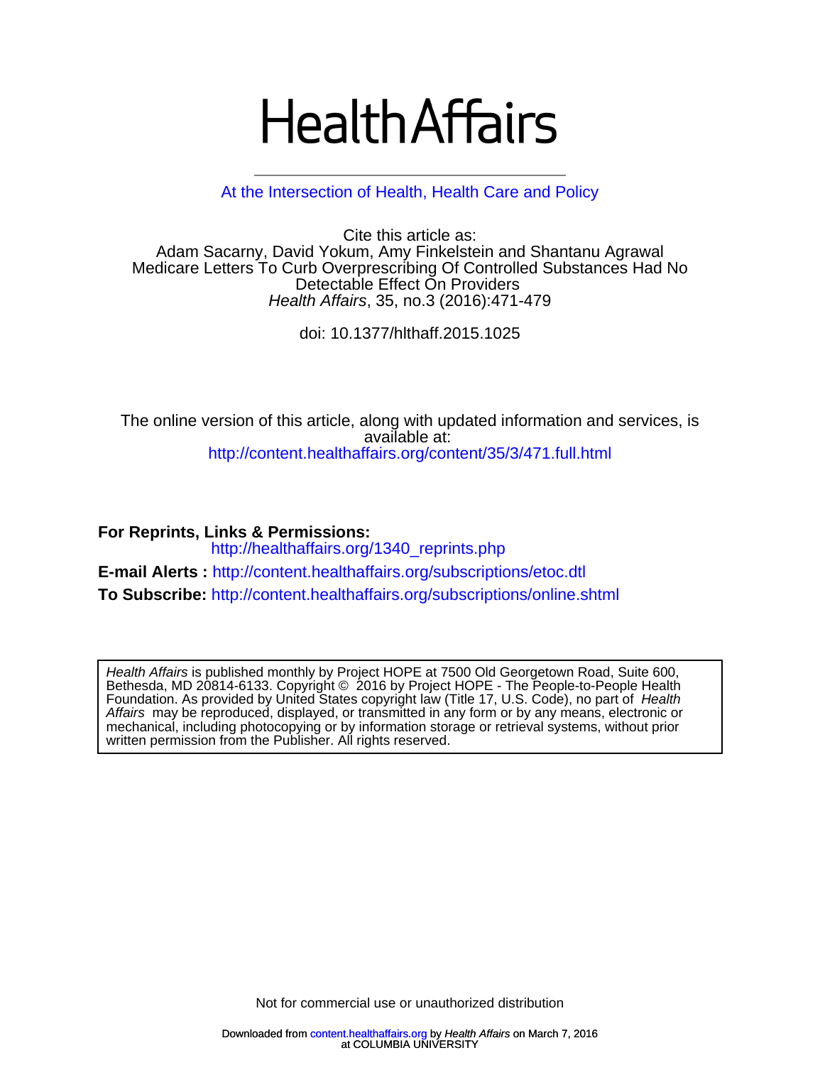# Health Affairs

At the Intersection of Health, Health Care and Policy

Cite this article as:
Adam Sacarny, David Yokum, Amy Finkelstein and Shantanu Agrawal
Medicare Letters To Curb Overprescribing Of Controlled Substances Had No Detectable Effect On Providers
*Health Affairs*, 35, no.3 (2016):471-479

doi: 10.1377/hlthaff.2015.1025

The online version of this article, along with updated information and services, is available at:
http://content.healthaffairs.org/content/35/3/471.full.html

**For Reprints, Links & Permissions:**
http://healthaffairs.org/1340_reprints.php

**E-mail Alerts :** http://content.healthaffairs.org/subscriptions/etoc.dtl

**To Subscribe:** http://content.healthaffairs.org/subscriptions/online.shtml

*Health Affairs* is published monthly by Project HOPE at 7500 Old Georgetown Road, Suite 600, Bethesda, MD 20814-6133. Copyright © 2016 by Project HOPE - The People-to-People Health Foundation. As provided by United States copyright law (Title 17, U.S. Code), no part of *Health Affairs* may be reproduced, displayed, or transmitted in any form or by any means, electronic or mechanical, including photocopying or by information storage or retrieval systems, without prior written permission from the Publisher. All rights reserved.

Not for commercial use or unauthorized distribution

Downloaded from content.healthaffairs.org by *Health Affairs* on March 7, 2016
at COLUMBIA UNIVERSITY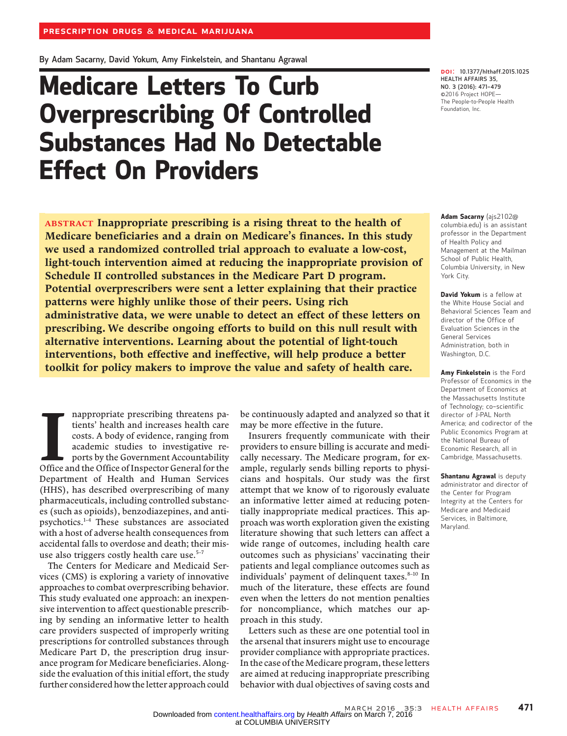PRESCRIPTION DRUGS & MEDICAL MARIJUANA

By Adam Sacarny, David Yokum, Amy Finkelstein, and Shantanu Agrawal

# Medicare Letters To Curb Overprescribing Of Controlled Substances Had No Detectable Effect On Providers

DOI: 10.1377/hlthaff.2015.1025
HEALTH AFFAIRS 35, NO. 3 (2016): 471–479
©2016 Project HOPE— The People-to-People Health Foundation, Inc.

**ABSTRACT Inappropriate prescribing is a rising threat to the health of Medicare beneficiaries and a drain on Medicare's finances. In this study we used a randomized controlled trial approach to evaluate a low-cost, light-touch intervention aimed at reducing the inappropriate provision of Schedule II controlled substances in the Medicare Part D program. Potential overprescribers were sent a letter explaining that their practice patterns were highly unlike those of their peers. Using rich administrative data, we were unable to detect an effect of these letters on prescribing. We describe ongoing efforts to build on this null result with alternative interventions. Learning about the potential of light-touch interventions, both effective and ineffective, will help produce a better toolkit for policy makers to improve the value and safety of health care.**

**Adam Sacarny** (ajs2102@columbia.edu) is an assistant professor in the Department of Health Policy and Management at the Mailman School of Public Health, Columbia University, in New York City.

**David Yokum** is a fellow at the White House Social and Behavioral Sciences Team and director of the Office of Evaluation Sciences in the General Services Administration, both in Washington, D.C.

**Amy Finkelstein** is the Ford Professor of Economics in the Department of Economics at the Massachusetts Institute of Technology; co-scientific director of J-PAL North America; and codirector of the Public Economics Program at the National Bureau of Economic Research, all in Cambridge, Massachusetts.

**Shantanu Agrawal** is deputy administrator and director of the Center for Program Integrity at the Centers for Medicare and Medicaid Services, in Baltimore, Maryland.

Inappropriate prescribing threatens patients' health and increases health care costs. A body of evidence, ranging from academic studies to investigative reports by the Government Accountability Office and the Office of Inspector General for the Department of Health and Human Services (HHS), has described overprescribing of many pharmaceuticals, including controlled substances (such as opioids), benzodiazepines, and antipsychotics.[1–4] These substances are associated with a host of adverse health consequences from accidental falls to overdose and death; their misuse also triggers costly health care use.[5–7]

The Centers for Medicare and Medicaid Services (CMS) is exploring a variety of innovative approaches to combat overprescribing behavior. This study evaluated one approach: an inexpensive intervention to affect questionable prescribing by sending an informative letter to health care providers suspected of improperly writing prescriptions for controlled substances through Medicare Part D, the prescription drug insurance program for Medicare beneficiaries. Alongside the evaluation of this initial effort, the study further considered how the letter approach could be continuously adapted and analyzed so that it may be more effective in the future.

Insurers frequently communicate with their providers to ensure billing is accurate and medically necessary. The Medicare program, for example, regularly sends billing reports to physicians and hospitals. Our study was the first attempt that we know of to rigorously evaluate an informative letter aimed at reducing potentially inappropriate medical practices. This approach was worth exploration given the existing literature showing that such letters can affect a wide range of outcomes, including health care outcomes such as physicians' vaccinating their patients and legal compliance outcomes such as individuals' payment of delinquent taxes.[8–10] In much of the literature, these effects are found even when the letters do not mention penalties for noncompliance, which matches our approach in this study.

Letters such as these are one potential tool in the arsenal that insurers might use to encourage provider compliance with appropriate practices. In the case of the Medicare program, these letters are aimed at reducing inappropriate prescribing behavior with dual objectives of saving costs and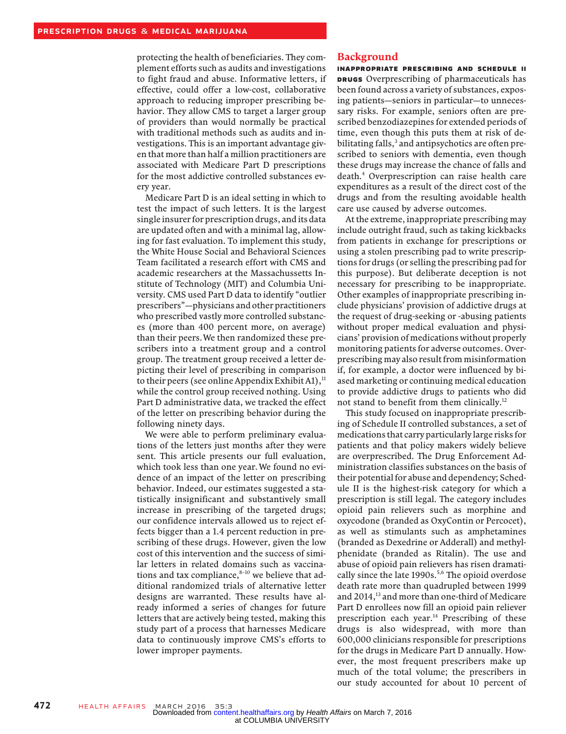protecting the health of beneficiaries. They complement efforts such as audits and investigations to fight fraud and abuse. Informative letters, if effective, could offer a low-cost, collaborative approach to reducing improper prescribing behavior. They allow CMS to target a larger group of providers than would normally be practical with traditional methods such as audits and investigations. This is an important advantage given that more than half a million practitioners are associated with Medicare Part D prescriptions for the most addictive controlled substances every year.

Medicare Part D is an ideal setting in which to test the impact of such letters. It is the largest single insurer for prescription drugs, and its data are updated often and with a minimal lag, allowing for fast evaluation. To implement this study, the White House Social and Behavioral Sciences Team facilitated a research effort with CMS and academic researchers at the Massachussetts Institute of Technology (MIT) and Columbia University. CMS used Part D data to identify "outlier prescribers"—physicians and other practitioners who prescribed vastly more controlled substances (more than 400 percent more, on average) than their peers. We then randomized these prescribers into a treatment group and a control group. The treatment group received a letter depicting their level of prescribing in comparison to their peers (see online Appendix Exhibit A1),[11] while the control group received nothing. Using Part D administrative data, we tracked the effect of the letter on prescribing behavior during the following ninety days.

We were able to perform preliminary evaluations of the letters just months after they were sent. This article presents our full evaluation, which took less than one year. We found no evidence of an impact of the letter on prescribing behavior. Indeed, our estimates suggested a statistically insignificant and substantively small increase in prescribing of the targeted drugs; our confidence intervals allowed us to reject effects bigger than a 1.4 percent reduction in prescribing of these drugs. However, given the low cost of this intervention and the success of similar letters in related domains such as vaccinations and tax compliance,[8–10] we believe that additional randomized trials of alternative letter designs are warranted. These results have already informed a series of changes for future letters that are actively being tested, making this study part of a process that harnesses Medicare data to continuously improve CMS's efforts to lower improper payments.

## Background

**INAPPROPRIATE PRESCRIBING AND SCHEDULE II DRUGS** Overprescribing of pharmaceuticals has been found across a variety of substances, exposing patients—seniors in particular—to unnecessary risks. For example, seniors often are prescribed benzodiazepines for extended periods of time, even though this puts them at risk of debilitating falls,[3] and antipsychotics are often prescribed to seniors with dementia, even though these drugs may increase the chance of falls and death.[4] Overprescription can raise health care expenditures as a result of the direct cost of the drugs and from the resulting avoidable health care use caused by adverse outcomes.

At the extreme, inappropriate prescribing may include outright fraud, such as taking kickbacks from patients in exchange for prescriptions or using a stolen prescribing pad to write prescriptions for drugs (or selling the prescribing pad for this purpose). But deliberate deception is not necessary for prescribing to be inappropriate. Other examples of inappropriate prescribing include physicians' provision of addictive drugs at the request of drug-seeking or -abusing patients without proper medical evaluation and physicians' provision of medications without properly monitoring patients for adverse outcomes. Overprescribing may also result from misinformation if, for example, a doctor were influenced by biased marketing or continuing medical education to provide addictive drugs to patients who did not stand to benefit from them clinically.[12]

This study focused on inappropriate prescribing of Schedule II controlled substances, a set of medications that carry particularly large risks for patients and that policy makers widely believe are overprescribed. The Drug Enforcement Administration classifies substances on the basis of their potential for abuse and dependency; Schedule II is the highest-risk category for which a prescription is still legal. The category includes opioid pain relievers such as morphine and oxycodone (branded as OxyContin or Percocet), as well as stimulants such as amphetamines (branded as Dexedrine or Adderall) and methylphenidate (branded as Ritalin). The use and abuse of opioid pain relievers has risen dramatically since the late 1990s.[5,6] The opioid overdose death rate more than quadrupled between 1999 and 2014,[13] and more than one-third of Medicare Part D enrollees now fill an opioid pain reliever prescription each year.[14] Prescribing of these drugs is also widespread, with more than 600,000 clinicians responsible for prescriptions for the drugs in Medicare Part D annually. However, the most frequent prescribers make up much of the total volume; the prescribers in our study accounted for about 10 percent of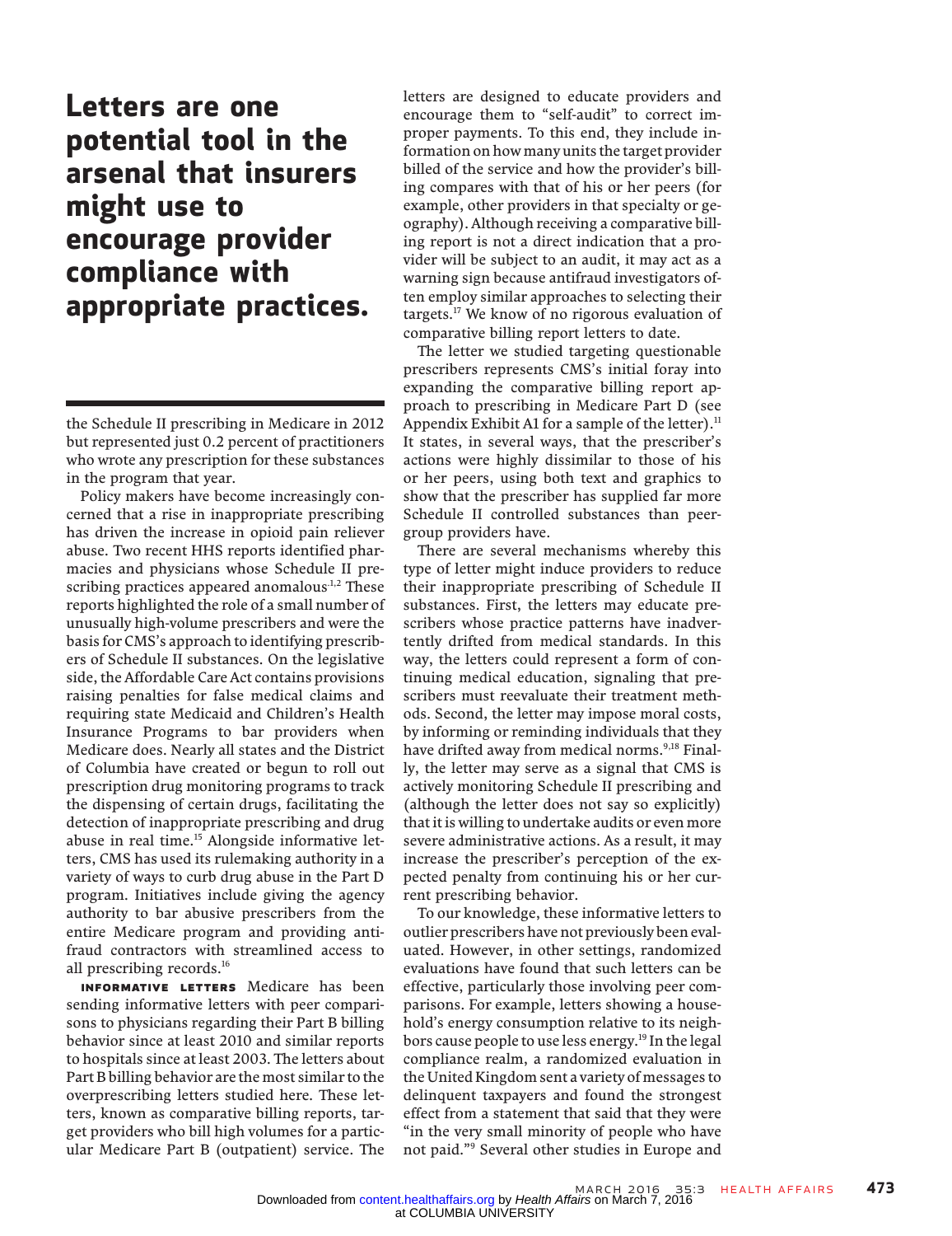**Letters are one potential tool in the arsenal that insurers might use to encourage provider compliance with appropriate practices.**

the Schedule II prescribing in Medicare in 2012 but represented just 0.2 percent of practitioners who wrote any prescription for these substances in the program that year.

Policy makers have become increasingly concerned that a rise in inappropriate prescribing has driven the increase in opioid pain reliever abuse. Two recent HHS reports identified pharmacies and physicians whose Schedule II prescribing practices appeared anomalous.[1,2] These reports highlighted the role of a small number of unusually high-volume prescribers and were the basis for CMS's approach to identifying prescribers of Schedule II substances. On the legislative side, the Affordable Care Act contains provisions raising penalties for false medical claims and requiring state Medicaid and Children's Health Insurance Programs to bar providers when Medicare does. Nearly all states and the District of Columbia have created or begun to roll out prescription drug monitoring programs to track the dispensing of certain drugs, facilitating the detection of inappropriate prescribing and drug abuse in real time.[15] Alongside informative letters, CMS has used its rulemaking authority in a variety of ways to curb drug abuse in the Part D program. Initiatives include giving the agency authority to bar abusive prescribers from the entire Medicare program and providing antifraud contractors with streamlined access to all prescribing records.[16]

**Informative Letters** Medicare has been sending informative letters with peer comparisons to physicians regarding their Part B billing behavior since at least 2010 and similar reports to hospitals since at least 2003. The letters about Part B billing behavior are the most similar to the overprescribing letters studied here. These letters, known as comparative billing reports, target providers who bill high volumes for a particular Medicare Part B (outpatient) service. The letters are designed to educate providers and encourage them to "self-audit" to correct improper payments. To this end, they include information on how many units the target provider billed of the service and how the provider's billing compares with that of his or her peers (for example, other providers in that specialty or geography). Although receiving a comparative billing report is not a direct indication that a provider will be subject to an audit, it may act as a warning sign because antifraud investigators often employ similar approaches to selecting their targets.[17] We know of no rigorous evaluation of comparative billing report letters to date.

The letter we studied targeting questionable prescribers represents CMS's initial foray into expanding the comparative billing report approach to prescribing in Medicare Part D (see Appendix Exhibit A1 for a sample of the letter).[11] It states, in several ways, that the prescriber's actions were highly dissimilar to those of his or her peers, using both text and graphics to show that the prescriber has supplied far more Schedule II controlled substances than peer-group providers have.

There are several mechanisms whereby this type of letter might induce providers to reduce their inappropriate prescribing of Schedule II substances. First, the letters may educate prescribers whose practice patterns have inadvertently drifted from medical standards. In this way, the letters could represent a form of continuing medical education, signaling that prescribers must reevaluate their treatment methods. Second, the letter may impose moral costs, by informing or reminding individuals that they have drifted away from medical norms.[9,18] Finally, the letter may serve as a signal that CMS is actively monitoring Schedule II prescribing and (although the letter does not say so explicitly) that it is willing to undertake audits or even more severe administrative actions. As a result, it may increase the prescriber's perception of the expected penalty from continuing his or her current prescribing behavior.

To our knowledge, these informative letters to outlier prescribers have not previously been evaluated. However, in other settings, randomized evaluations have found that such letters can be effective, particularly those involving peer comparisons. For example, letters showing a household's energy consumption relative to its neighbors cause people to use less energy.[19] In the legal compliance realm, a randomized evaluation in the United Kingdom sent a variety of messages to delinquent taxpayers and found the strongest effect from a statement that said that they were "in the very small minority of people who have not paid."[9] Several other studies in Europe and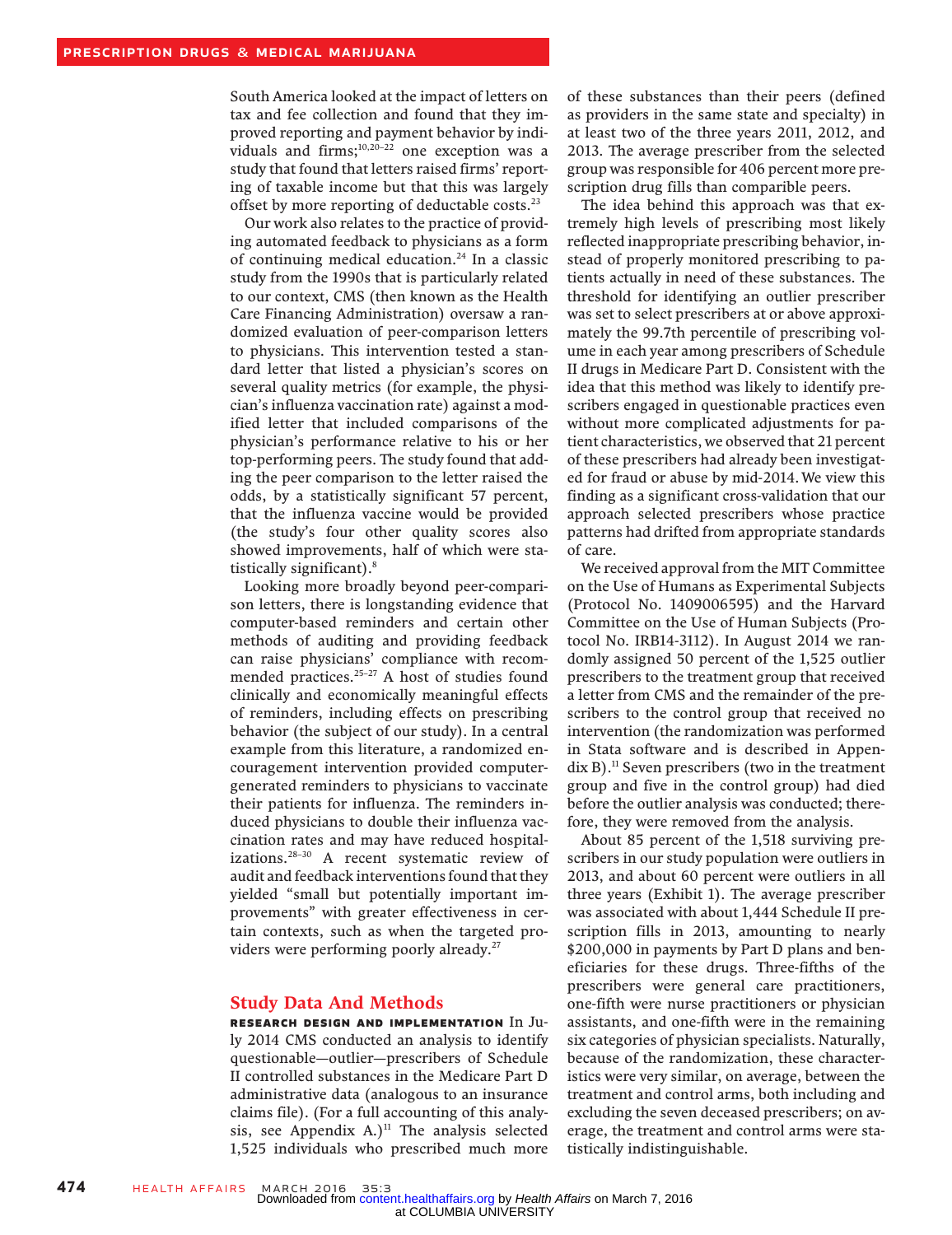South America looked at the impact of letters on tax and fee collection and found that they improved reporting and payment behavior by individuals and firms;[10,20–22] one exception was a study that found that letters raised firms' reporting of taxable income but that this was largely offset by more reporting of deductable costs.[23]

Our work also relates to the practice of providing automated feedback to physicians as a form of continuing medical education.[24] In a classic study from the 1990s that is particularly related to our context, CMS (then known as the Health Care Financing Administration) oversaw a randomized evaluation of peer-comparison letters to physicians. This intervention tested a standard letter that listed a physician's scores on several quality metrics (for example, the physician's influenza vaccination rate) against a modified letter that included comparisons of the physician's performance relative to his or her top-performing peers. The study found that adding the peer comparison to the letter raised the odds, by a statistically significant 57 percent, that the influenza vaccine would be provided (the study's four other quality scores also showed improvements, half of which were statistically significant).[8]

Looking more broadly beyond peer-comparison letters, there is longstanding evidence that computer-based reminders and certain other methods of auditing and providing feedback can raise physicians' compliance with recommended practices.[25–27] A host of studies found clinically and economically meaningful effects of reminders, including effects on prescribing behavior (the subject of our study). In a central example from this literature, a randomized encouragement intervention provided computer-generated reminders to physicians to vaccinate their patients for influenza. The reminders induced physicians to double their influenza vaccination rates and may have reduced hospitalizations.[28–30] A recent systematic review of audit and feedback interventions found that they yielded "small but potentially important improvements" with greater effectiveness in certain contexts, such as when the targeted providers were performing poorly already.[27]

## Study Data And Methods

**Research Design And Implementation** In July 2014 CMS conducted an analysis to identify questionable—outlier—prescribers of Schedule II controlled substances in the Medicare Part D administrative data (analogous to an insurance claims file). (For a full accounting of this analysis, see Appendix A.)[11] The analysis selected 1,525 individuals who prescribed much more of these substances than their peers (defined as providers in the same state and specialty) in at least two of the three years 2011, 2012, and 2013. The average prescriber from the selected group was responsible for 406 percent more prescription drug fills than comparible peers.

The idea behind this approach was that extremely high levels of prescribing most likely reflected inappropriate prescribing behavior, instead of properly monitored prescribing to patients actually in need of these substances. The threshold for identifying an outlier prescriber was set to select prescribers at or above approximately the 99.7th percentile of prescribing volume in each year among prescribers of Schedule II drugs in Medicare Part D. Consistent with the idea that this method was likely to identify prescribers engaged in questionable practices even without more complicated adjustments for patient characteristics, we observed that 21 percent of these prescribers had already been investigated for fraud or abuse by mid-2014. We view this finding as a significant cross-validation that our approach selected prescribers whose practice patterns had drifted from appropriate standards of care.

We received approval from the MIT Committee on the Use of Humans as Experimental Subjects (Protocol No. 1409006595) and the Harvard Committee on the Use of Human Subjects (Protocol No. IRB14-3112). In August 2014 we randomly assigned 50 percent of the 1,525 outlier prescribers to the treatment group that received a letter from CMS and the remainder of the prescribers to the control group that received no intervention (the randomization was performed in Stata software and is described in Appendix B).[11] Seven prescribers (two in the treatment group and five in the control group) had died before the outlier analysis was conducted; therefore, they were removed from the analysis.

About 85 percent of the 1,518 surviving prescribers in our study population were outliers in 2013, and about 60 percent were outliers in all three years (Exhibit 1). The average prescriber was associated with about 1,444 Schedule II prescription fills in 2013, amounting to nearly \$200,000 in payments by Part D plans and beneficiaries for these drugs. Three-fifths of the prescribers were general care practitioners, one-fifth were nurse practitioners or physician assistants, and one-fifth were in the remaining six categories of physician specialists. Naturally, because of the randomization, these characteristics were very similar, on average, between the treatment and control arms, both including and excluding the seven deceased prescribers; on average, the treatment and control arms were statistically indistinguishable.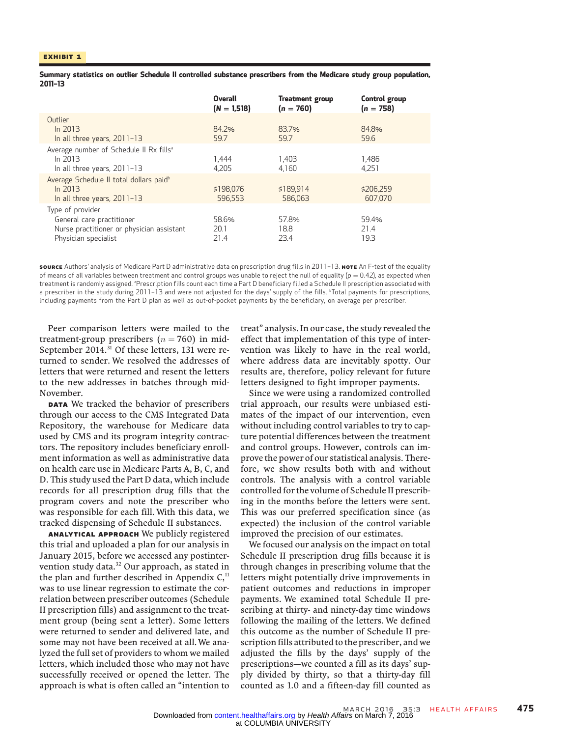**EXHIBIT 1**

**Summary statistics on outlier Schedule II controlled substance prescribers from the Medicare study group population, 2011–13**

| | Overall ($N$ = 1,518) | Treatment group ($n$ = 760) | Control group ($n$ = 758) |
|---|---|---|---|
| Outlier | | | |
| In 2013 | 84.2% | 83.7% | 84.8% |
| In all three years, 2011–13 | 59.7 | 59.7 | 59.6 |
| Average number of Schedule II Rx fills[a] | | | |
| In 2013 | 1,444 | 1,403 | 1,486 |
| In all three years, 2011–13 | 4,205 | 4,160 | 4,251 |
| Average Schedule II total dollars paid[b] | | | |
| In 2013 | $198,076 | $189,914 | $206,259 |
| In all three years, 2011–13 | 596,553 | 586,063 | 607,070 |
| Type of provider | | | |
| General care practitioner | 58.6% | 57.8% | 59.4% |
| Nurse practitioner or physician assistant | 20.1 | 18.8 | 21.4 |
| Physician specialist | 21.4 | 23.4 | 19.3 |

**SOURCE** Authors' analysis of Medicare Part D administrative data on prescription drug fills in 2011–13. **NOTE** An F-test of the equality of means of all variables between treatment and control groups was unable to reject the null of equality ($p = 0.42$), as expected when treatment is randomly assigned. [a]Prescription fills count each time a Part D beneficiary filled a Schedule II prescription associated with a prescriber in the study during 2011–13 and were not adjusted for the days' supply of the fills. [b]Total payments for prescriptions, including payments from the Part D plan as well as out-of-pocket payments by the beneficiary, on average per prescriber.

Peer comparison letters were mailed to the treatment-group prescribers ($n = 760$) in mid-September 2014.[31] Of these letters, 131 were returned to sender. We resolved the addresses of letters that were returned and resent the letters to the new addresses in batches through mid-November.

**DATA** We tracked the behavior of prescribers through our access to the CMS Integrated Data Repository, the warehouse for Medicare data used by CMS and its program integrity contractors. The repository includes beneficiary enrollment information as well as administrative data on health care use in Medicare Parts A, B, C, and D. This study used the Part D data, which include records for all prescription drug fills that the program covers and note the prescriber who was responsible for each fill. With this data, we tracked dispensing of Schedule II substances.

**ANALYTICAL APPROACH** We publicly registered this trial and uploaded a plan for our analysis in January 2015, before we accessed any postintervention study data.[32] Our approach, as stated in the plan and further described in Appendix C,[11] was to use linear regression to estimate the correlation between prescriber outcomes (Schedule II prescription fills) and assignment to the treatment group (being sent a letter). Some letters were returned to sender and delivered late, and some may not have been received at all. We analyzed the full set of providers to whom we mailed letters, which included those who may not have successfully received or opened the letter. The approach is what is often called an "intention to treat" analysis. In our case, the study revealed the effect that implementation of this type of intervention was likely to have in the real world, where address data are inevitably spotty. Our results are, therefore, policy relevant for future letters designed to fight improper payments.

Since we were using a randomized controlled trial approach, our results were unbiased estimates of the impact of our intervention, even without including control variables to try to capture potential differences between the treatment and control groups. However, controls can improve the power of our statistical analysis. Therefore, we show results both with and without controls. The analysis with a control variable controlled for the volume of Schedule II prescribing in the months before the letters were sent. This was our preferred specification since (as expected) the inclusion of the control variable improved the precision of our estimates.

We focused our analysis on the impact on total Schedule II prescription drug fills because it is through changes in prescribing volume that the letters might potentially drive improvements in patient outcomes and reductions in improper payments. We examined total Schedule II prescribing at thirty- and ninety-day time windows following the mailing of the letters. We defined this outcome as the number of Schedule II prescription fills attributed to the prescriber, and we adjusted the fills by the days' supply of the prescriptions—we counted a fill as its days' supply divided by thirty, so that a thirty-day fill counted as 1.0 and a fifteen-day fill counted as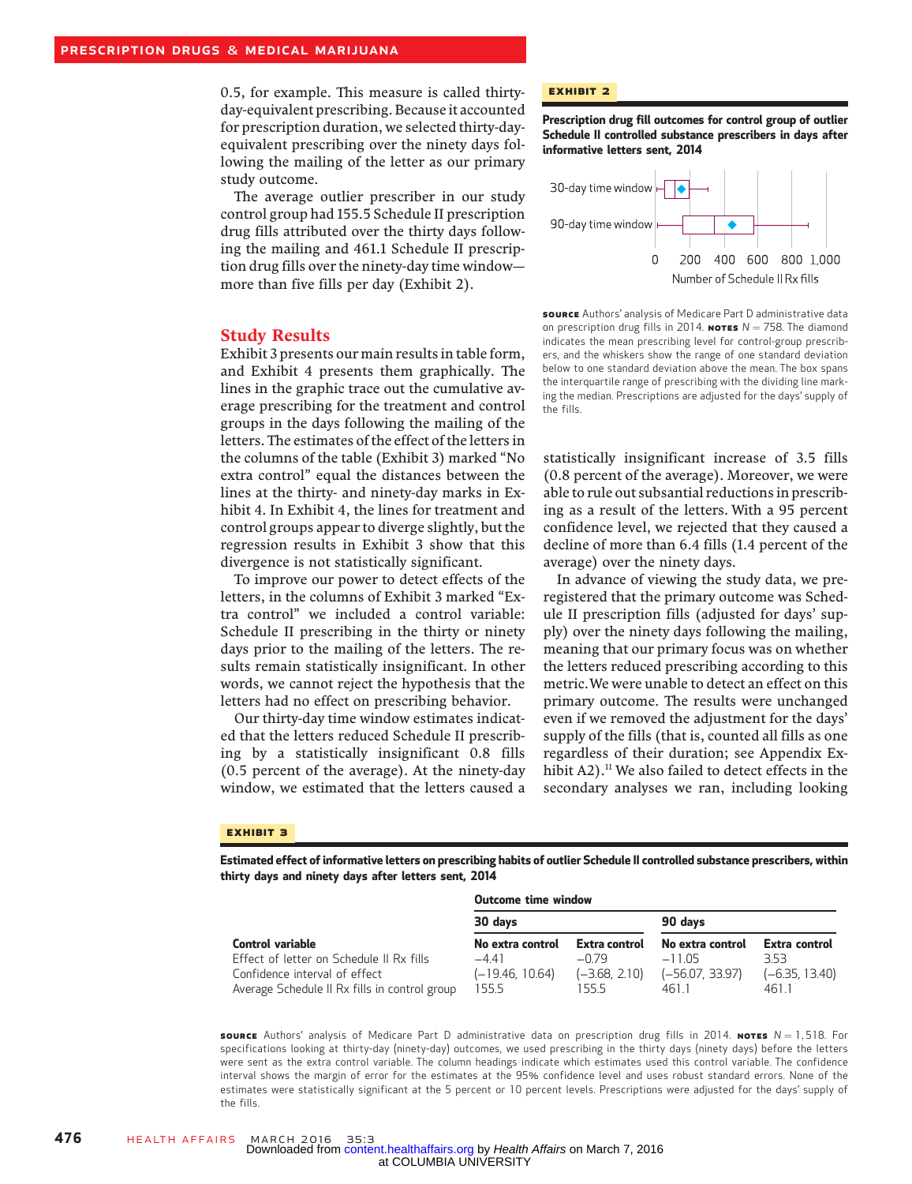0.5, for example. This measure is called thirty-day-equivalent prescribing. Because it accounted for prescription duration, we selected thirty-day-equivalent prescribing over the ninety days following the mailing of the letter as our primary study outcome.

The average outlier prescriber in our study control group had 155.5 Schedule II prescription drug fills attributed over the thirty days following the mailing and 461.1 Schedule II prescription drug fills over the ninety-day time window—more than five fills per day (Exhibit 2).

**EXHIBIT 2**

**Prescription drug fill outcomes for control group of outlier Schedule II controlled substance prescribers in days after informative letters sent, 2014**

**SOURCE** Authors' analysis of Medicare Part D administrative data on prescription drug fills in 2014. **NOTES** $N = 758$. The diamond indicates the mean prescribing level for control-group prescribers, and the whiskers show the range of one standard deviation below to one standard deviation above the mean. The box spans the interquartile range of prescribing with the dividing line marking the median. Prescriptions are adjusted for the days' supply of the fills.

## Study Results

Exhibit 3 presents our main results in table form, and Exhibit 4 presents them graphically. The lines in the graphic trace out the cumulative average prescribing for the treatment and control groups in the days following the mailing of the letters. The estimates of the effect of the letters in the columns of the table (Exhibit 3) marked "No extra control" equal the distances between the lines at the thirty- and ninety-day marks in Exhibit 4. In Exhibit 4, the lines for treatment and control groups appear to diverge slightly, but the regression results in Exhibit 3 show that this divergence is not statistically significant.

To improve our power to detect effects of the letters, in the columns of Exhibit 3 marked "Extra control" we included a control variable: Schedule II prescribing in the thirty or ninety days prior to the mailing of the letters. The results remain statistically insignificant. In other words, we cannot reject the hypothesis that the letters had no effect on prescribing behavior.

Our thirty-day time window estimates indicated that the letters reduced Schedule II prescribing by a statistically insignificant 0.8 fills (0.5 percent of the average). At the ninety-day window, we estimated that the letters caused a statistically insignificant increase of 3.5 fills (0.8 percent of the average). Moreover, we were able to rule out subsantial reductions in prescribing as a result of the letters. With a 95 percent confidence level, we rejected that they caused a decline of more than 6.4 fills (1.4 percent of the average) over the ninety days.

In advance of viewing the study data, we preregistered that the primary outcome was Schedule II prescription fills (adjusted for days' supply) over the ninety days following the mailing, meaning that our primary focus was on whether the letters reduced prescribing according to this metric. We were unable to detect an effect on this primary outcome. The results were unchanged even if we removed the adjustment for the days' supply of the fills (that is, counted all fills as one regardless of their duration; see Appendix Exhibit A2).[11] We also failed to detect effects in the secondary analyses we ran, including looking

**EXHIBIT 3**

**Estimated effect of informative letters on prescribing habits of outlier Schedule II controlled substance prescribers, within thirty days and ninety days after letters sent, 2014**

| | Outcome time window | | | |
|---|---|---|---|---|
| | 30 days | | 90 days | |
| **Control variable** | **No extra control** | **Extra control** | **No extra control** | **Extra control** |
| Effect of letter on Schedule II Rx fills | −4.41 | −0.79 | −11.05 | 3.53 |
| Confidence interval of effect | (−19.46, 10.64) | (−3.68, 2.10) | (−56.07, 33.97) | (−6.35, 13.40) |
| Average Schedule II Rx fills in control group | 155.5 | 155.5 | 461.1 | 461.1 |

**SOURCE** Authors' analysis of Medicare Part D administrative data on prescription drug fills in 2014. **NOTES** $N = 1{,}518$. For specifications looking at thirty-day (ninety-day) outcomes, we used prescribing in the thirty days (ninety days) before the letters were sent as the extra control variable. The column headings indicate which estimates used this control variable. The confidence interval shows the margin of error for the estimates at the 95% confidence level and uses robust standard errors. None of the estimates were statistically significant at the 5 percent or 10 percent levels. Prescriptions were adjusted for the days' supply of the fills.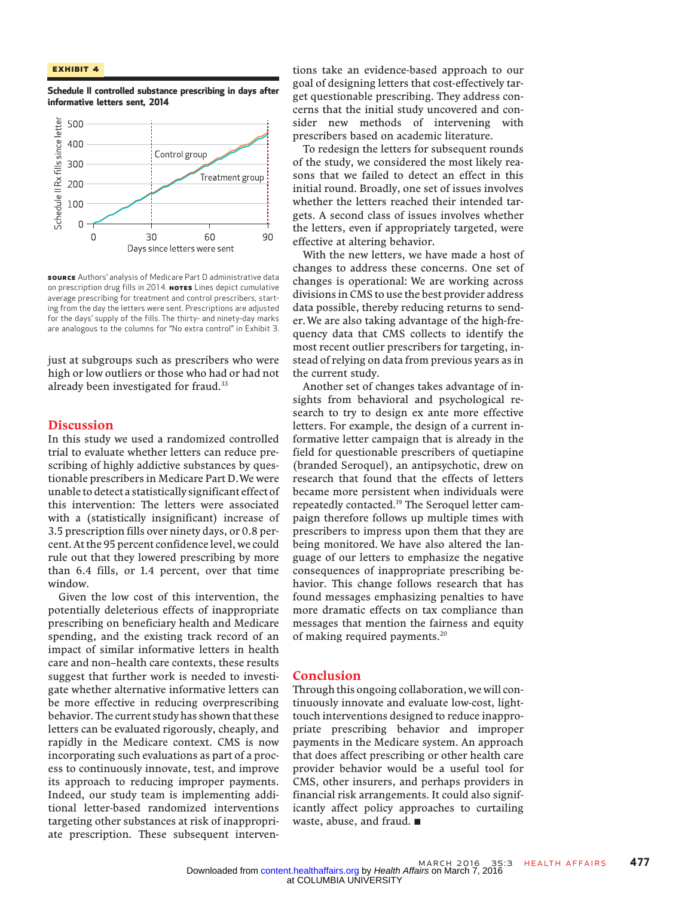**EXHIBIT 4**

**Schedule II controlled substance prescribing in days after informative letters sent, 2014**

Schedule II Rx fills since letter

500
400
300
200
100
0

0
30
60
90

Days since letters were sent

Control group
Treatment group

**SOURCE** Authors' analysis of Medicare Part D administrative data on prescription drug fills in 2014. **NOTES** Lines depict cumulative average prescribing for treatment and control prescribers, starting from the day the letters were sent. Prescriptions are adjusted for the days' supply of the fills. The thirty- and ninety-day marks are analogous to the columns for "No extra control" in Exhibit 3.

just at subgroups such as prescribers who were high or low outliers or those who had or had not already been investigated for fraud.[33]

## Discussion

In this study we used a randomized controlled trial to evaluate whether letters can reduce prescribing of highly addictive substances by questionable prescribers in Medicare Part D. We were unable to detect a statistically significant effect of this intervention: The letters were associated with a (statistically insignificant) increase of 3.5 prescription fills over ninety days, or 0.8 percent. At the 95 percent confidence level, we could rule out that they lowered prescribing by more than 6.4 fills, or 1.4 percent, over that time window.

Given the low cost of this intervention, the potentially deleterious effects of inappropriate prescribing on beneficiary health and Medicare spending, and the existing track record of an impact of similar informative letters in health care and non–health care contexts, these results suggest that further work is needed to investigate whether alternative informative letters can be more effective in reducing overprescribing behavior. The current study has shown that these letters can be evaluated rigorously, cheaply, and rapidly in the Medicare context. CMS is now incorporating such evaluations as part of a process to continuously innovate, test, and improve its approach to reducing improper payments. Indeed, our study team is implementing additional letter-based randomized interventions targeting other substances at risk of inappropriate prescription. These subsequent interventions take an evidence-based approach to our goal of designing letters that cost-effectively target questionable prescribing. They address concerns that the initial study uncovered and consider new methods of intervening with prescribers based on academic literature.

To redesign the letters for subsequent rounds of the study, we considered the most likely reasons that we failed to detect an effect in this initial round. Broadly, one set of issues involves whether the letters reached their intended targets. A second class of issues involves whether the letters, even if appropriately targeted, were effective at altering behavior.

With the new letters, we have made a host of changes to address these concerns. One set of changes is operational: We are working across divisions in CMS to use the best provider address data possible, thereby reducing returns to sender. We are also taking advantage of the high-frequency data that CMS collects to identify the most recent outlier prescribers for targeting, instead of relying on data from previous years as in the current study.

Another set of changes takes advantage of insights from behavioral and psychological research to try to design ex ante more effective letters. For example, the design of a current informative letter campaign that is already in the field for questionable prescribers of quetiapine (branded Seroquel), an antipsychotic, drew on research that found that the effects of letters became more persistent when individuals were repeatedly contacted.[19] The Seroquel letter campaign therefore follows up multiple times with prescribers to impress upon them that they are being monitored. We have also altered the language of our letters to emphasize the negative consequences of inappropriate prescribing behavior. This change follows research that has found messages emphasizing penalties to have more dramatic effects on tax compliance than messages that mention the fairness and equity of making required payments.[20]

## Conclusion

Through this ongoing collaboration, we will continuously innovate and evaluate low-cost, light-touch interventions designed to reduce inappropriate prescribing behavior and improper payments in the Medicare system. An approach that does affect prescribing or other health care provider behavior would be a useful tool for CMS, other insurers, and perhaps providers in financial risk arrangements. It could also significantly affect policy approaches to curtailing waste, abuse, and fraud. ■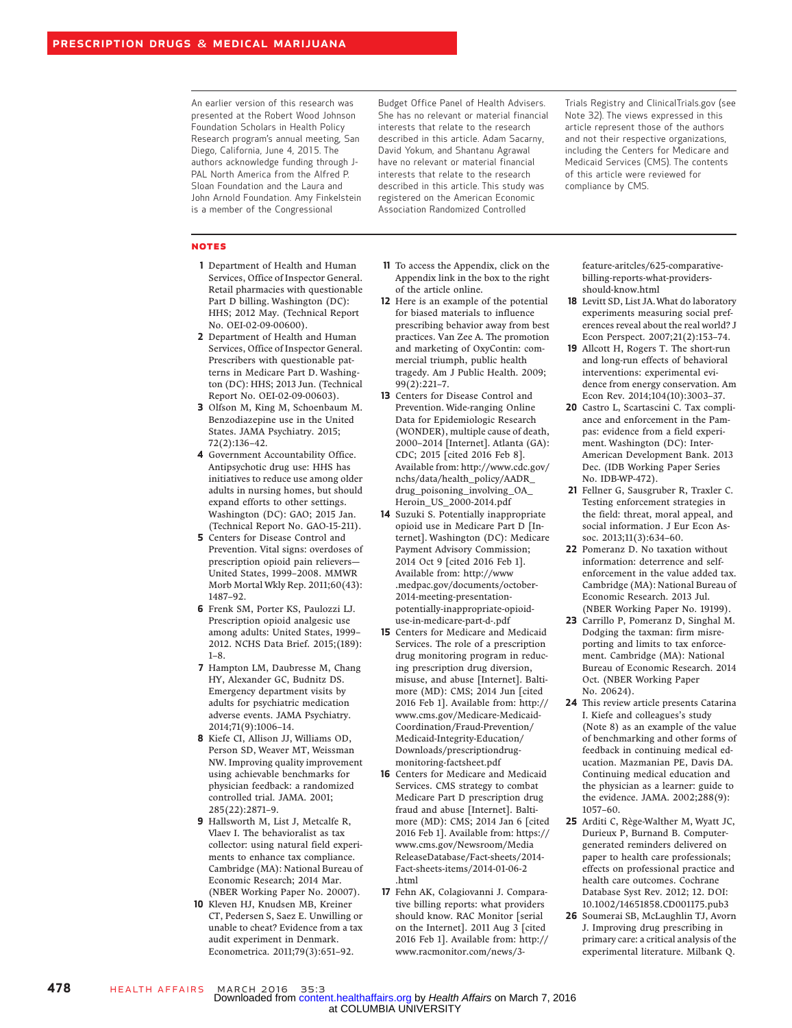An earlier version of this research was presented at the Robert Wood Johnson Foundation Scholars in Health Policy Research program's annual meeting, San Diego, California, June 4, 2015. The authors acknowledge funding through J-PAL North America from the Alfred P. Sloan Foundation and the Laura and John Arnold Foundation. Amy Finkelstein is a member of the Congressional Budget Office Panel of Health Advisers. She has no relevant or material financial interests that relate to the research described in this article. Adam Sacarny, David Yokum, and Shantanu Agrawal have no relevant or material financial interests that relate to the research described in this article. This study was registered on the American Economic Association Randomized Controlled Trials Registry and ClinicalTrials.gov (see Note 32). The views expressed in this article represent those of the authors and not their respective organizations, including the Centers for Medicare and Medicaid Services (CMS). The contents of this article were reviewed for compliance by CMS.

## NOTES

1. Department of Health and Human Services, Office of Inspector General. Retail pharmacies with questionable Part D billing. Washington (DC): HHS; 2012 May. (Technical Report No. OEI-02-09-00600).
2. Department of Health and Human Services, Office of Inspector General. Prescribers with questionable patterns in Medicare Part D. Washington (DC): HHS; 2013 Jun. (Technical Report No. OEI-02-09-00603).
3. Olfson M, King M, Schoenbaum M. Benzodiazepine use in the United States. JAMA Psychiatry. 2015; 72(2):136–42.
4. Government Accountability Office. Antipsychotic drug use: HHS has initiatives to reduce use among older adults in nursing homes, but should expand efforts to other settings. Washington (DC): GAO; 2015 Jan. (Technical Report No. GAO-15-211).
5. Centers for Disease Control and Prevention. Vital signs: overdoses of prescription opioid pain relievers—United States, 1999–2008. MMWR Morb Mortal Wkly Rep. 2011;60(43): 1487–92.
6. Frenk SM, Porter KS, Paulozzi LJ. Prescription opioid analgesic use among adults: United States, 1999–2012. NCHS Data Brief. 2015;(189): 1–8.
7. Hampton LM, Daubresse M, Chang HY, Alexander GC, Budnitz DS. Emergency department visits by adults for psychiatric medication adverse events. JAMA Psychiatry. 2014;71(9):1006–14.
8. Kiefe CI, Allison JJ, Williams OD, Person SD, Weaver MT, Weissman NW. Improving quality improvement using achievable benchmarks for physician feedback: a randomized controlled trial. JAMA. 2001; 285(22):2871–9.
9. Hallsworth M, List J, Metcalfe R, Vlaev I. The behavioralist as tax collector: using natural field experiments to enhance tax compliance. Cambridge (MA): National Bureau of Economic Research; 2014 Mar. (NBER Working Paper No. 20007).
10. Kleven HJ, Knudsen MB, Kreiner CT, Pedersen S, Saez E. Unwilling or unable to cheat? Evidence from a tax audit experiment in Denmark. Econometrica. 2011;79(3):651–92.
11. To access the Appendix, click on the Appendix link in the box to the right of the article online.
12. Here is an example of the potential for biased materials to influence prescribing behavior away from best practices. Van Zee A. The promotion and marketing of OxyContin: commercial triumph, public health tragedy. Am J Public Health. 2009; 99(2):221–7.
13. Centers for Disease Control and Prevention. Wide-ranging Online Data for Epidemiologic Research (WONDER), multiple cause of death, 2000–2014 [Internet]. Atlanta (GA): CDC; 2015 [cited 2016 Feb 8]. Available from: http://www.cdc.gov/nchs/data/health_policy/AADR_drug_poisoning_involving_OA_Heroin_US_2000-2014.pdf
14. Suzuki S. Potentially inappropriate opioid use in Medicare Part D [Internet]. Washington (DC): Medicare Payment Advisory Commission; 2014 Oct 9 [cited 2016 Feb 1]. Available from: http://www.medpac.gov/documents/october-2014-meeting-presentation-potentially-inappropriate-opioid-use-in-medicare-part-d-.pdf
15. Centers for Medicare and Medicaid Services. The role of a prescription drug monitoring program in reducing prescription drug diversion, misuse, and abuse [Internet]. Baltimore (MD): CMS; 2014 Jun [cited 2016 Feb 1]. Available from: http://www.cms.gov/Medicare-Medicaid-Coordination/Fraud-Prevention/Medicaid-Integrity-Education/Downloads/prescriptiondrug-monitoring-factsheet.pdf
16. Centers for Medicare and Medicaid Services. CMS strategy to combat Medicare Part D prescription drug fraud and abuse [Internet]. Baltimore (MD): CMS; 2014 Jan 6 [cited 2016 Feb 1]. Available from: https://www.cms.gov/Newsroom/MediaReleaseDatabase/Fact-sheets/2014-Fact-sheets-items/2014-01-06-2.html
17. Fehn AK, Colagiovanni J. Comparative billing reports: what providers should know. RAC Monitor [serial on the Internet]. 2011 Aug 3 [cited 2016 Feb 1]. Available from: http://www.racmonitor.com/news/3-feature-aritcles/625-comparative-billing-reports-what-providers-should-know.html
18. Levitt SD, List JA. What do laboratory experiments measuring social preferences reveal about the real world? J Econ Perspect. 2007;21(2):153–74.
19. Allcott H, Rogers T. The short-run and long-run effects of behavioral interventions: experimental evidence from energy conservation. Am Econ Rev. 2014;104(10):3003–37.
20. Castro L, Scartascini C. Tax compliance and enforcement in the Pampas: evidence from a field experiment. Washington (DC): Inter-American Development Bank. 2013 Dec. (IDB Working Paper Series No. IDB-WP-472).
21. Fellner G, Sausgruber R, Traxler C. Testing enforcement strategies in the field: threat, moral appeal, and social information. J Eur Econ Assoc. 2013;11(3):634–60.
22. Pomeranz D. No taxation without information: deterrence and self-enforcement in the value added tax. Cambridge (MA): National Bureau of Economic Research. 2013 Jul. (NBER Working Paper No. 19199).
23. Carrillo P, Pomeranz D, Singhal M. Dodging the taxman: firm misreporting and limits to tax enforcement. Cambridge (MA): National Bureau of Economic Research. 2014 Oct. (NBER Working Paper No. 20624).
24. This review article presents Catarina I. Kiefe and colleagues's study (Note 8) as an example of the value of benchmarking and other forms of feedback in continuing medical education. Mazmanian PE, Davis DA. Continuing medical education and the physician as a learner: guide to the evidence. JAMA. 2002;288(9): 1057–60.
25. Arditi C, Rège-Walther M, Wyatt JC, Durieux P, Burnand B. Computer-generated reminders delivered on paper to health care professionals; effects on professional practice and health care outcomes. Cochrane Database Syst Rev. 2012; 12. DOI: 10.1002/14651858.CD001175.pub3
26. Soumerai SB, McLaughlin TJ, Avorn J. Improving drug prescribing in primary care: a critical analysis of the experimental literature. Milbank Q.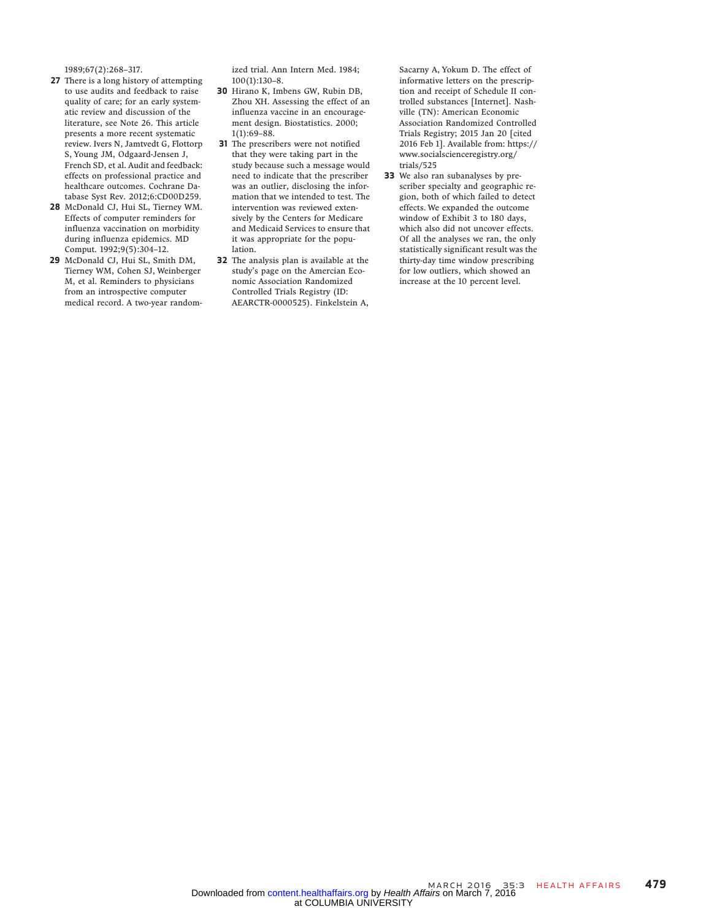1989;67(2):268–317.

27 There is a long history of attempting to use audits and feedback to raise quality of care; for an early systematic review and discussion of the literature, see Note 26. This article presents a more recent systematic review. Ivers N, Jamtvedt G, Flottorp S, Young JM, Odgaard-Jensen J, French SD, et al. Audit and feedback: effects on professional practice and healthcare outcomes. Cochrane Database Syst Rev. 2012;6:CD00D259.

28 McDonald CJ, Hui SL, Tierney WM. Effects of computer reminders for influenza vaccination on morbidity during influenza epidemics. MD Comput. 1992;9(5):304–12.

29 McDonald CJ, Hui SL, Smith DM, Tierney WM, Cohen SJ, Weinberger M, et al. Reminders to physicians from an introspective computer medical record. A two-year randomized trial. Ann Intern Med. 1984; 100(1):130–8.

30 Hirano K, Imbens GW, Rubin DB, Zhou XH. Assessing the effect of an influenza vaccine in an encouragement design. Biostatistics. 2000; 1(1):69–88.

31 The prescribers were not notified that they were taking part in the study because such a message would need to indicate that the prescriber was an outlier, disclosing the information that we intended to test. The intervention was reviewed extensively by the Centers for Medicare and Medicaid Services to ensure that it was appropriate for the population.

32 The analysis plan is available at the study's page on the Amercian Economic Association Randomized Controlled Trials Registry (ID: AEARCTR-0000525). Finkelstein A, Sacarny A, Yokum D. The effect of informative letters on the prescription and receipt of Schedule II controlled substances [Internet]. Nashville (TN): American Economic Association Randomized Controlled Trials Registry; 2015 Jan 20 [cited 2016 Feb 1]. Available from: https://www.socialscienceregistry.org/trials/525

33 We also ran subanalyses by prescriber specialty and geographic region, both of which failed to detect effects. We expanded the outcome window of Exhibit 3 to 180 days, which also did not uncover effects. Of all the analyses we ran, the only statistically significant result was the thirty-day time window prescribing for low outliers, which showed an increase at the 10 percent level.